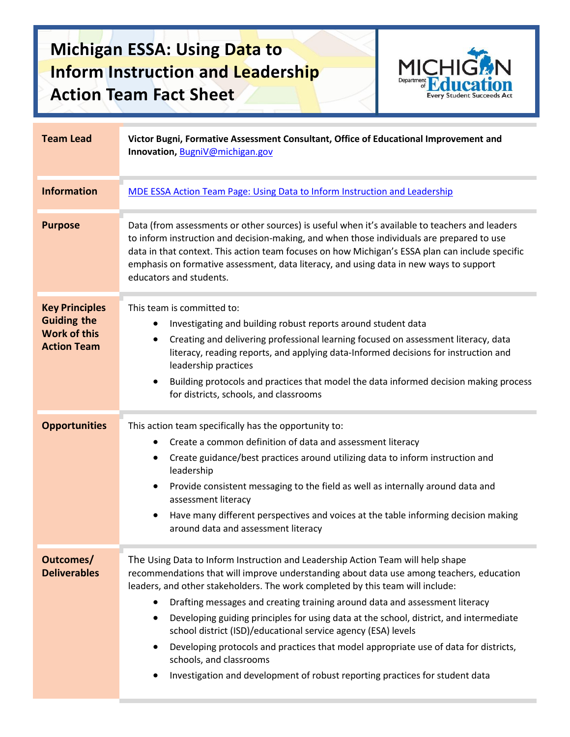# Michigan ESSA: Using Data to Inform Instruction and Leadership Action Team Fact Sheet

MICHIGAN Department of Education
Every Student Succeeds Act

| | |
|---|---|
| **Team Lead** | **Victor Bugni, Formative Assessment Consultant, Office of Educational Improvement and Innovation,** BugniV@michigan.gov |
| **Information** | MDE ESSA Action Team Page: Using Data to Inform Instruction and Leadership |
| **Purpose** | Data (from assessments or other sources) is useful when it's available to teachers and leaders to inform instruction and decision-making, and when those individuals are prepared to use data in that context. This action team focuses on how Michigan's ESSA plan can include specific emphasis on formative assessment, data literacy, and using data in new ways to support educators and students. |
| **Key Principles Guiding the Work of this Action Team** | This team is committed to:<br>• Investigating and building robust reports around student data<br>• Creating and delivering professional learning focused on assessment literacy, data literacy, reading reports, and applying data-Informed decisions for instruction and leadership practices<br>• Building protocols and practices that model the data informed decision making process for districts, schools, and classrooms |
| **Opportunities** | This action team specifically has the opportunity to:<br>• Create a common definition of data and assessment literacy<br>• Create guidance/best practices around utilizing data to inform instruction and leadership<br>• Provide consistent messaging to the field as well as internally around data and assessment literacy<br>• Have many different perspectives and voices at the table informing decision making around data and assessment literacy |
| **Outcomes/ Deliverables** | The Using Data to Inform Instruction and Leadership Action Team will help shape recommendations that will improve understanding about data use among teachers, education leaders, and other stakeholders. The work completed by this team will include:<br>• Drafting messages and creating training around data and assessment literacy<br>• Developing guiding principles for using data at the school, district, and intermediate school district (ISD)/educational service agency (ESA) levels<br>• Developing protocols and practices that model appropriate use of data for districts, schools, and classrooms<br>• Investigation and development of robust reporting practices for student data |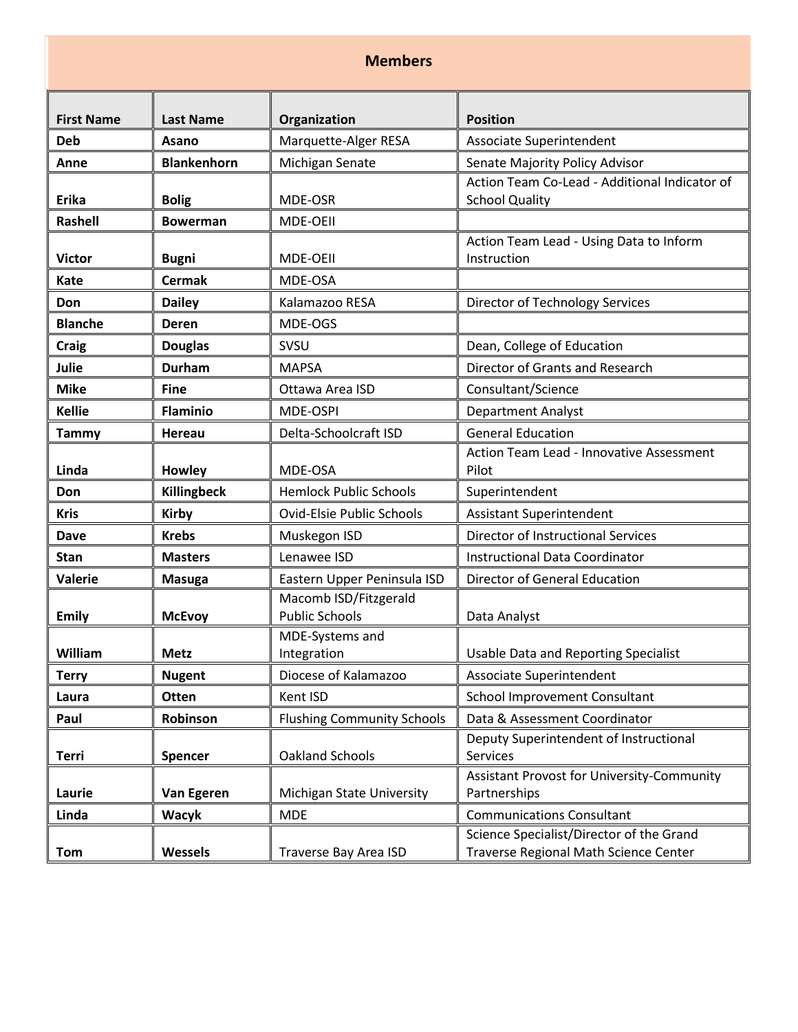## Members

| First Name | Last Name | Organization | Position |
|---|---|---|---|
| **Deb** | **Asano** | Marquette-Alger RESA | Associate Superintendent |
| **Anne** | **Blankenhorn** | Michigan Senate | Senate Majority Policy Advisor |
| **Erika** | **Bolig** | MDE-OSR | Action Team Co-Lead - Additional Indicator of School Quality |
| **Rashell** | **Bowerman** | MDE-OEII | |
| **Victor** | **Bugni** | MDE-OEII | Action Team Lead - Using Data to Inform Instruction |
| **Kate** | **Cermak** | MDE-OSA | |
| **Don** | **Dailey** | Kalamazoo RESA | Director of Technology Services |
| **Blanche** | **Deren** | MDE-OGS | |
| **Craig** | **Douglas** | SVSU | Dean, College of Education |
| **Julie** | **Durham** | MAPSA | Director of Grants and Research |
| **Mike** | **Fine** | Ottawa Area ISD | Consultant/Science |
| **Kellie** | **Flaminio** | MDE-OSPI | Department Analyst |
| **Tammy** | **Hereau** | Delta-Schoolcraft ISD | General Education |
| **Linda** | **Howley** | MDE-OSA | Action Team Lead - Innovative Assessment Pilot |
| **Don** | **Killingbeck** | Hemlock Public Schools | Superintendent |
| **Kris** | **Kirby** | Ovid-Elsie Public Schools | Assistant Superintendent |
| **Dave** | **Krebs** | Muskegon ISD | Director of Instructional Services |
| **Stan** | **Masters** | Lenawee ISD | Instructional Data Coordinator |
| **Valerie** | **Masuga** | Eastern Upper Peninsula ISD | Director of General Education |
| **Emily** | **McEvoy** | Macomb ISD/Fitzgerald Public Schools | Data Analyst |
| **William** | **Metz** | MDE-Systems and Integration | Usable Data and Reporting Specialist |
| **Terry** | **Nugent** | Diocese of Kalamazoo | Associate Superintendent |
| **Laura** | **Otten** | Kent ISD | School Improvement Consultant |
| **Paul** | **Robinson** | Flushing Community Schools | Data & Assessment Coordinator |
| **Terri** | **Spencer** | Oakland Schools | Deputy Superintendent of Instructional Services |
| **Laurie** | **Van Egeren** | Michigan State University | Assistant Provost for University-Community Partnerships |
| **Linda** | **Wacyk** | MDE | Communications Consultant |
| **Tom** | **Wessels** | Traverse Bay Area ISD | Science Specialist/Director of the Grand Traverse Regional Math Science Center |